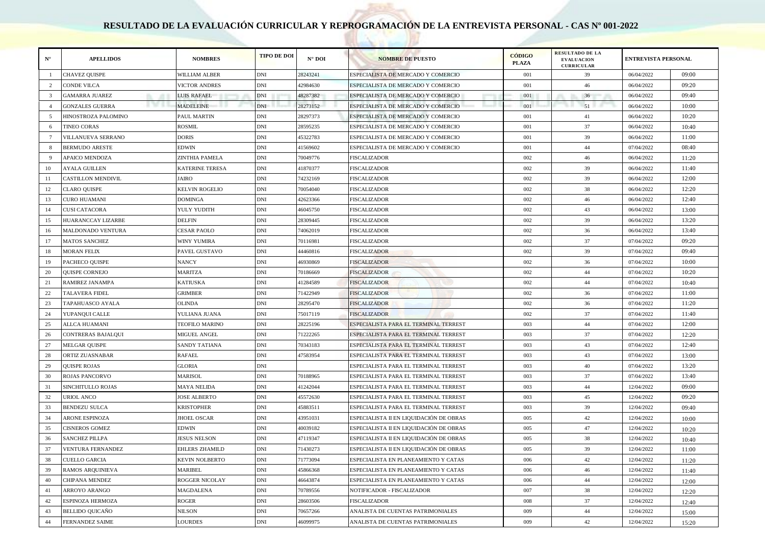# RESULTADO DE LA EVALUACIÓN CURRICULAR Y REPROGRAMACIÓN DE LA ENTREVISTA PERSONAL - CAS Nº 001-2022

| N° | APELLIDOS | NOMBRES | TIPO DE DOI | N° DOI | NOMBRE DE PUESTO | CÓDIGO PLAZA | RESULTADO DE LA EVALUACION CURRICULAR | ENTREVISTA PERSONAL | |
|---|---|---|---|---|---|---|---|---|---|
| 1 | CHAVEZ QUISPE | WILLIAM ALBER | DNI | 28243241 | ESPECIALISTA DE MERCADO Y COMERCIO | 001 | 39 | 06/04/2022 | 09:00 |
| 2 | CONDE VILCA | VICTOR ANDRES | DNI | 42984630 | ESPECIALISTA DE MERCADO Y COMERCIO | 001 | 46 | 06/04/2022 | 09:20 |
| 3 | GAMARRA JUAREZ | LUIS RAFAEL | DNI | 48287382 | ESPECIALISTA DE MERCADO Y COMERCIO | 001 | 36 | 06/04/2022 | 09:40 |
| 4 | GONZALES GUERRA | MADELEINE | DNI | 28273152 | ESPECIALISTA DE MERCADO Y COMERCIO | 001 | 51 | 06/04/2022 | 10:00 |
| 5 | HINOSTROZA PALOMINO | PAUL MARTIN | DNI | 28297373 | ESPECIALISTA DE MERCADO Y COMERCIO | 001 | 41 | 06/04/2022 | 10:20 |
| 6 | TINEO CORAS | ROSMIL | DNI | 28595235 | ESPECIALISTA DE MERCADO Y COMERCIO | 001 | 37 | 06/04/2022 | 10:40 |
| 7 | VILLANUEVA SERRANO | DORIS | DNI | 45322783 | ESPECIALISTA DE MERCADO Y COMERCIO | 001 | 39 | 06/04/2022 | 11:00 |
| 8 | BERMUDO ARESTE | EDWIN | DNI | 41569602 | ESPECIALISTA DE MERCADO Y COMERCIO | 001 | 44 | 07/04/2022 | 08:40 |
| 9 | APAICO MENDOZA | ZINTHIA PAMELA | DNI | 70049776 | FISCALIZADOR | 002 | 46 | 06/04/2022 | 11:20 |
| 10 | AYALA GUILLEN | KATERINE TERESA | DNI | 41870377 | FISCALIZADOR | 002 | 39 | 06/04/2022 | 11:40 |
| 11 | CASTILLON MENDIVIL | JAIRO | DNI | 74232169 | FISCALIZADOR | 002 | 39 | 06/04/2022 | 12:00 |
| 12 | CLARO QUISPE | KELVIN ROGELIO | DNI | 70054040 | FISCALIZADOR | 002 | 38 | 06/04/2022 | 12:20 |
| 13 | CURO HUAMANI | DOMINGA | DNI | 42623366 | FISCALIZADOR | 002 | 46 | 06/04/2022 | 12:40 |
| 14 | CUSI CATACORA | YULY YUDITH | DNI | 46045750 | FISCALIZADOR | 002 | 43 | 06/04/2022 | 13:00 |
| 15 | HUARANCCAY LIZARBE | DELFIN | DNI | 28309445 | FISCALIZADOR | 002 | 39 | 06/04/2022 | 13:20 |
| 16 | MALDONADO VENTURA | CESAR PAOLO | DNI | 74062019 | FISCALIZADOR | 002 | 36 | 06/04/2022 | 13:40 |
| 17 | MATOS SANCHEZ | WINY YUMIRA | DNI | 70116981 | FISCALIZADOR | 002 | 37 | 07/04/2022 | 09:20 |
| 18 | MORAN FELIX | PAVEL GUSTAVO | DNI | 44460816 | FISCALIZADOR | 002 | 39 | 07/04/2022 | 09:40 |
| 19 | PACHECO QUISPE | NANCY | DNI | 46930869 | FISCALIZADOR | 002 | 36 | 07/04/2022 | 10:00 |
| 20 | QUISPE CORNEJO | MARITZA | DNI | 70186669 | FISCALIZADOR | 002 | 44 | 07/04/2022 | 10:20 |
| 21 | RAMIREZ JANAMPA | KATIUSKA | DNI | 41284589 | FISCALIZADOR | 002 | 44 | 07/04/2022 | 10:40 |
| 22 | TALAVERA FIDEL | GRIMBER | DNI | 71422949 | FISCALIZADOR | 002 | 36 | 07/04/2022 | 11:00 |
| 23 | TAPAHUASCO AYALA | OLINDA | DNI | 28295470 | FISCALIZADOR | 002 | 36 | 07/04/2022 | 11:20 |
| 24 | YUPANQUI CALLE | YULIANA JUANA | DNI | 75017119 | FISCALIZADOR | 002 | 37 | 07/04/2022 | 11:40 |
| 25 | ALLCA HUAMANI | TEOFILO MARINO | DNI | 28225196 | ESPECIALISTA PARA EL TERMINAL TERREST | 003 | 44 | 07/04/2022 | 12:00 |
| 26 | CONTRERAS BAJALQUI | MIGUEL ANGEL | DNI | 71222265 | ESPECIALISTA PARA EL TERMINAL TERREST | 003 | 37 | 07/04/2022 | 12:20 |
| 27 | MELGAR QUISPE | SANDY TATIANA | DNI | 70343183 | ESPECIALISTA PARA EL TERMINAL TERREST | 003 | 43 | 07/04/2022 | 12:40 |
| 28 | ORTIZ ZUASNABAR | RAFAEL | DNI | 47583954 | ESPECIALISTA PARA EL TERMINAL TERREST | 003 | 43 | 07/04/2022 | 13:00 |
| 29 | QUISPE ROJAS | GLORIA | DNI | | ESPECIALISTA PARA EL TERMINAL TERREST | 003 | 40 | 07/04/2022 | 13:20 |
| 30 | ROJAS PANCORVO | MARISOL | DNI | 70188965 | ESPECIALISTA PARA EL TERMINAL TERREST | 003 | 37 | 07/04/2022 | 13:40 |
| 31 | SINCHITULLO ROJAS | MAYA NELIDA | DNI | 41242044 | ESPECIALISTA PARA EL TERMINAL TERREST | 003 | 44 | 12/04/2022 | 09:00 |
| 32 | URIOL ANCO | JOSE ALBERTO | DNI | 45572630 | ESPECIALISTA PARA EL TERMINAL TERREST | 003 | 45 | 12/04/2022 | 09:20 |
| 33 | BENDEZU SULCA | KRISTOPHER | DNI | 45883511 | ESPECIALISTA PARA EL TERMINAL TERREST | 003 | 39 | 12/04/2022 | 09:40 |
| 34 | ARONE ESPINOZA | JHOEL OSCAR | DNI | 43951031 | ESPECIALISTA II EN LIQUIDACIÓN DE OBRAS | 005 | 42 | 12/04/2022 | 10:00 |
| 35 | CISNEROS GOMEZ | EDWIN | DNI | 40039182 | ESPECIALISTA II EN LIQUIDACIÓN DE OBRAS | 005 | 47 | 12/04/2022 | 10:20 |
| 36 | SANCHEZ PILLPA | JESUS NELSON | DNI | 47119347 | ESPECIALISTA II EN LIQUIDACIÓN DE OBRAS | 005 | 38 | 12/04/2022 | 10:40 |
| 37 | VENTURA FERNANDEZ | EHLERS ZHAMILD | DNI | 71430273 | ESPECIALISTA II EN LIQUIDACIÓN DE OBRAS | 005 | 39 | 12/04/2022 | 11:00 |
| 38 | CUELLO GARCIA | KEVIN NOLBERTO | DNI | 71773094 | ESPECIALISTA EN PLANEAMIENTO Y CATAS | 006 | 42 | 12/04/2022 | 11:20 |
| 39 | RAMOS ARQUINIEVA | MARIBEL | DNI | 45866368 | ESPECIALISTA EN PLANEAMIENTO Y CATAS | 006 | 46 | 12/04/2022 | 11:40 |
| 40 | CHIPANA MENDEZ | ROGGER NICOLAY | DNI | 46643874 | ESPECIALISTA EN PLANEAMIENTO Y CATAS | 006 | 44 | 12/04/2022 | 12:00 |
| 41 | ARROYO ARANGO | MAGDALENA | DNI | 70789556 | NOTIFICADOR - FISCALIZADOR | 007 | 38 | 12/04/2022 | 12:20 |
| 42 | ESPINOZA HERMOZA | ROGER | DNI | 28603506 | FISCALIZADOR | 008 | 37 | 12/04/2022 | 12:40 |
| 43 | BELLIDO QUICAÑO | NILSON | DNI | 70657266 | ANALISTA DE CUENTAS PATRIMONIALES | 009 | 44 | 12/04/2022 | 15:00 |
| 44 | FERNANDEZ SAIME | LOURDES | DNI | 46099975 | ANALISTA DE CUENTAS PATRIMONIALES | 009 | 42 | 12/04/2022 | 15:20 |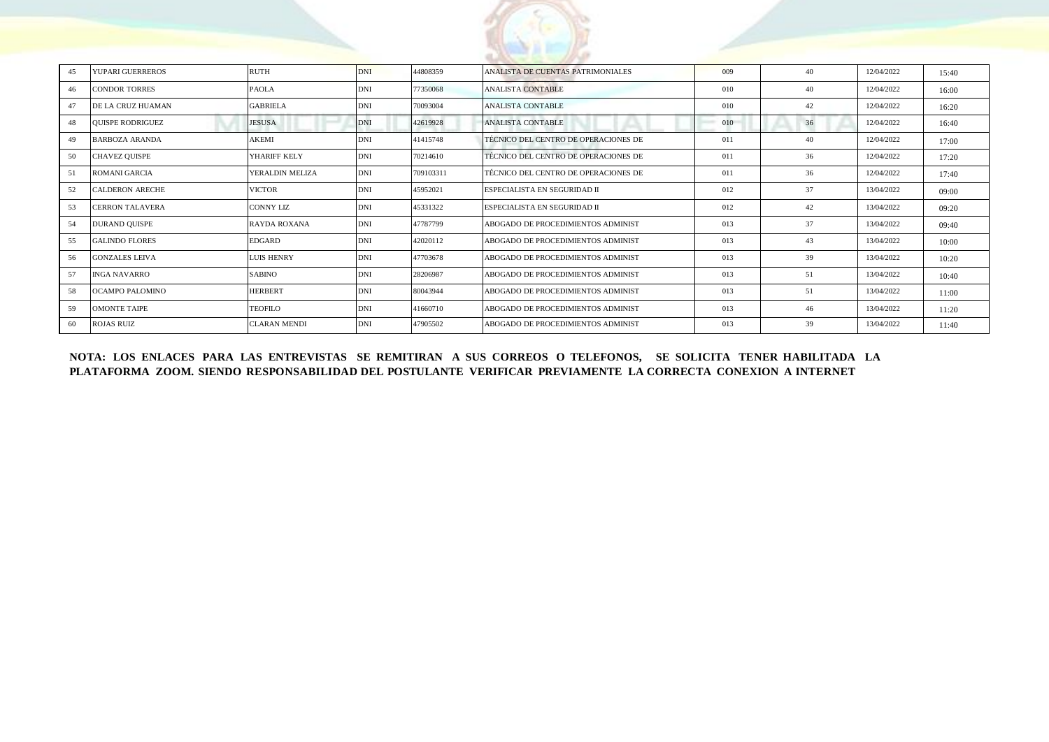| | | | | | | | | | |
|---|---|---|---|---|---|---|---|---|---|
| 45 | YUPARI GUERREROS | RUTH | DNI | 44808359 | ANALISTA DE CUENTAS PATRIMONIALES | 009 | 40 | 12/04/2022 | 15:40 |
| 46 | CONDOR TORRES | PAOLA | DNI | 77350068 | ANALISTA CONTABLE | 010 | 40 | 12/04/2022 | 16:00 |
| 47 | DE LA CRUZ HUAMAN | GABRIELA | DNI | 70093004 | ANALISTA CONTABLE | 010 | 42 | 12/04/2022 | 16:20 |
| 48 | QUISPE RODRIGUEZ | JESUSA | DNI | 42619928 | ANALISTA CONTABLE | 010 | 36 | 12/04/2022 | 16:40 |
| 49 | BARBOZA ARANDA | AKEMI | DNI | 41415748 | TÉCNICO DEL CENTRO DE OPERACIONES DE | 011 | 40 | 12/04/2022 | 17:00 |
| 50 | CHAVEZ QUISPE | YHARIFF KELY | DNI | 70214610 | TÉCNICO DEL CENTRO DE OPERACIONES DE | 011 | 36 | 12/04/2022 | 17:20 |
| 51 | ROMANI GARCIA | YERALDIN MELIZA | DNI | 709103311 | TÉCNICO DEL CENTRO DE OPERACIONES DE | 011 | 36 | 12/04/2022 | 17:40 |
| 52 | CALDERON ARECHE | VICTOR | DNI | 45952021 | ESPECIALISTA EN SEGURIDAD II | 012 | 37 | 13/04/2022 | 09:00 |
| 53 | CERRON TALAVERA | CONNY LIZ | DNI | 45331322 | ESPECIALISTA EN SEGURIDAD II | 012 | 42 | 13/04/2022 | 09:20 |
| 54 | DURAND QUISPE | RAYDA ROXANA | DNI | 47787799 | ABOGADO DE PROCEDIMIENTOS ADMINIST | 013 | 37 | 13/04/2022 | 09:40 |
| 55 | GALINDO FLORES | EDGARD | DNI | 42020112 | ABOGADO DE PROCEDIMIENTOS ADMINIST | 013 | 43 | 13/04/2022 | 10:00 |
| 56 | GONZALES LEIVA | LUIS HENRY | DNI | 47703678 | ABOGADO DE PROCEDIMIENTOS ADMINIST | 013 | 39 | 13/04/2022 | 10:20 |
| 57 | INGA NAVARRO | SABINO | DNI | 28206987 | ABOGADO DE PROCEDIMIENTOS ADMINIST | 013 | 51 | 13/04/2022 | 10:40 |
| 58 | OCAMPO PALOMINO | HERBERT | DNI | 80043944 | ABOGADO DE PROCEDIMIENTOS ADMINIST | 013 | 51 | 13/04/2022 | 11:00 |
| 59 | OMONTE TAIPE | TEOFILO | DNI | 41660710 | ABOGADO DE PROCEDIMIENTOS ADMINIST | 013 | 46 | 13/04/2022 | 11:20 |
| 60 | ROJAS RUIZ | CLARAN MENDI | DNI | 47905502 | ABOGADO DE PROCEDIMIENTOS ADMINIST | 013 | 39 | 13/04/2022 | 11:40 |

**NOTA: LOS ENLACES PARA LAS ENTREVISTAS SE REMITIRAN A SUS CORREOS O TELEFONOS, SE SOLICITA TENER HABILITADA LA PLATAFORMA ZOOM. SIENDO RESPONSABILIDAD DEL POSTULANTE VERIFICAR PREVIAMENTE LA CORRECTA CONEXION A INTERNET**